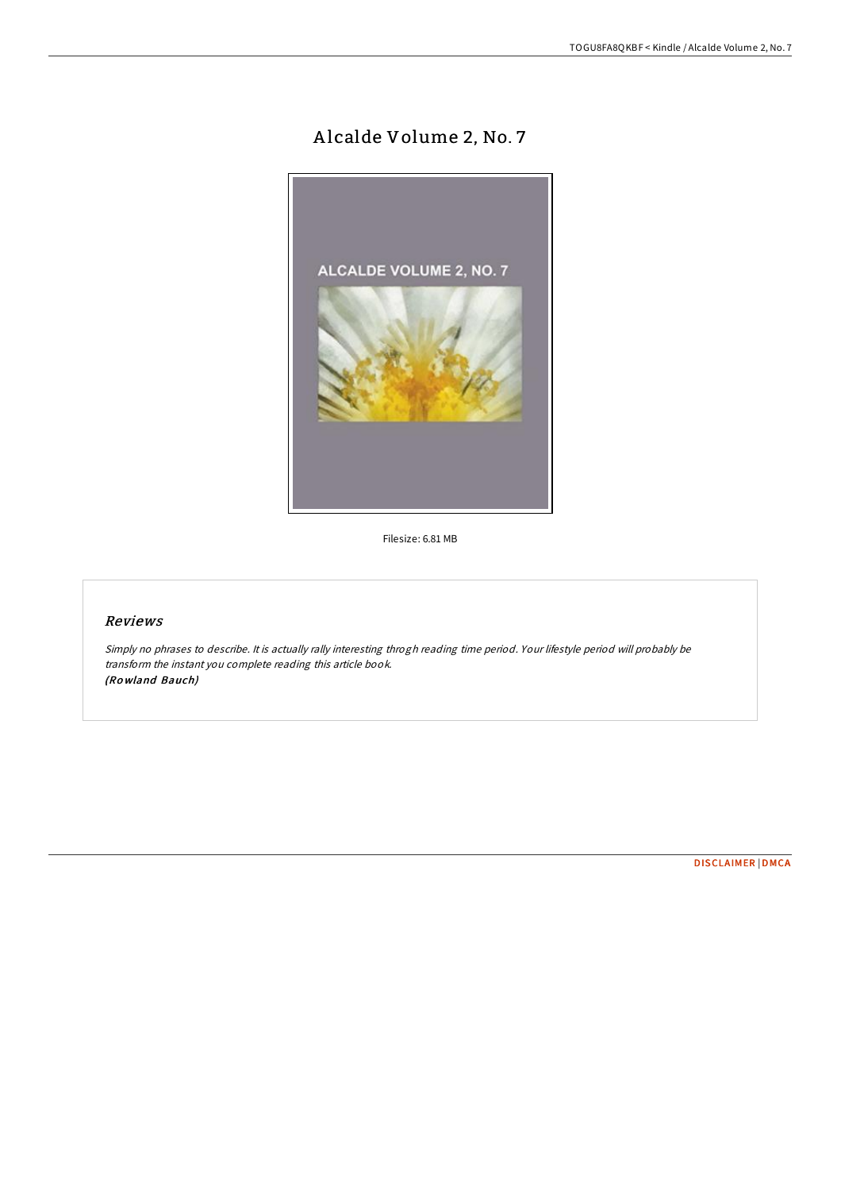# Alcalde Volume 2, No. 7

Filesize: 6.81 MB

## Reviews

*Simply no phrases to describe. It is actually rally interesting throgh reading time period. Your lifestyle period will probably be transform the instant you complete reading this article book.*
***(Rowland Bauch)***

DISCLAIMER | DMCA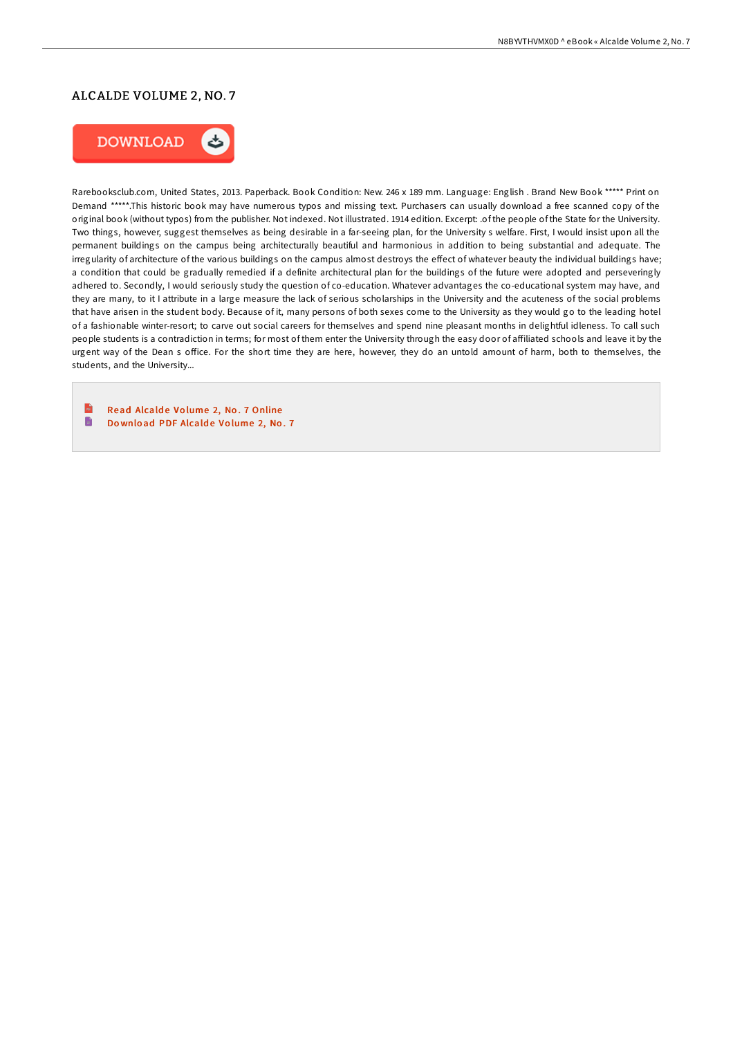# ALCALDE VOLUME 2, NO. 7

DOWNLOAD

Rarebooksclub.com, United States, 2013. Paperback. Book Condition: New. 246 x 189 mm. Language: English . Brand New Book ***** Print on Demand *****.This historic book may have numerous typos and missing text. Purchasers can usually download a free scanned copy of the original book (without typos) from the publisher. Not indexed. Not illustrated. 1914 edition. Excerpt: .of the people of the State for the University. Two things, however, suggest themselves as being desirable in a far-seeing plan, for the University s welfare. First, I would insist upon all the permanent buildings on the campus being architecturally beautiful and harmonious in addition to being substantial and adequate. The irregularity of architecture of the various buildings on the campus almost destroys the effect of whatever beauty the individual buildings have; a condition that could be gradually remedied if a definite architectural plan for the buildings of the future were adopted and perseveringly adhered to. Secondly, I would seriously study the question of co-education. Whatever advantages the co-educational system may have, and they are many, to it I attribute in a large measure the lack of serious scholarships in the University and the acuteness of the social problems that have arisen in the student body. Because of it, many persons of both sexes come to the University as they would go to the leading hotel of a fashionable winter-resort; to carve out social careers for themselves and spend nine pleasant months in delightful idleness. To call such people students is a contradiction in terms; for most of them enter the University through the easy door of affiliated schools and leave it by the urgent way of the Dean s office. For the short time they are here, however, they do an untold amount of harm, both to themselves, the students, and the University...

- Read Alcalde Volume 2, No. 7 Online
- Download PDF Alcalde Volume 2, No. 7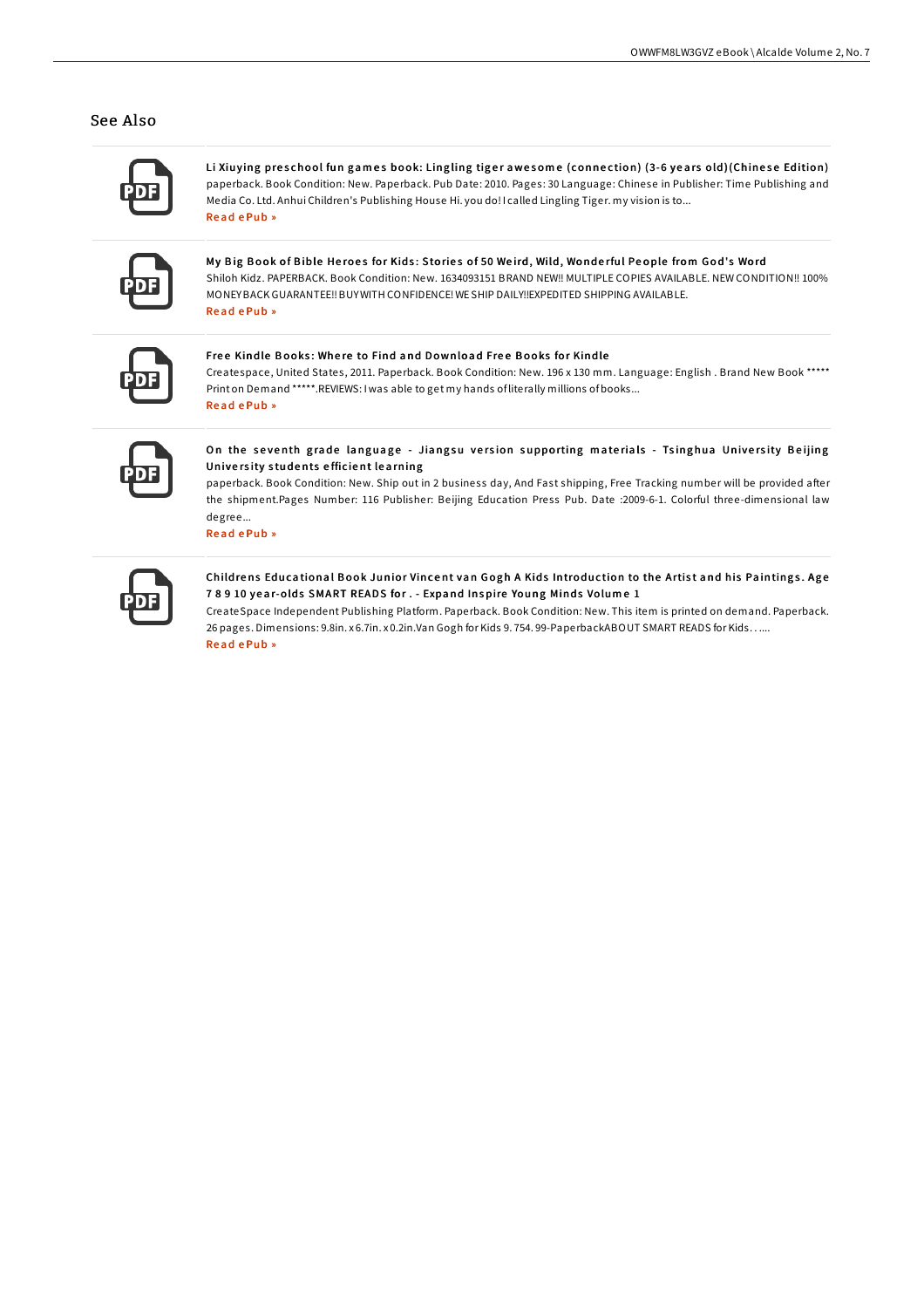## See Also

**Li Xiuying preschool fun games book: Lingling tiger awesome (connection) (3-6 years old)(Chinese Edition)**
paperback. Book Condition: New. Paperback. Pub Date: 2010. Pages: 30 Language: Chinese in Publisher: Time Publishing and Media Co. Ltd. Anhui Children's Publishing House Hi. you do! I called Lingling Tiger. my vision is to...
Read ePub »

**My Big Book of Bible Heroes for Kids: Stories of 50 Weird, Wild, Wonderful People from God's Word**
Shiloh Kidz. PAPERBACK. Book Condition: New. 1634093151 BRAND NEW!! MULTIPLE COPIES AVAILABLE. NEW CONDITION!! 100% MONEY BACK GUARANTEE!! BUY WITH CONFIDENCE! WE SHIP DAILY!!EXPEDITED SHIPPING AVAILABLE.
Read ePub »

**Free Kindle Books: Where to Find and Download Free Books for Kindle**
Createspace, United States, 2011. Paperback. Book Condition: New. 196 x 130 mm. Language: English . Brand New Book ***** Print on Demand *****.REVIEWS: I was able to get my hands of literally millions of books...
Read ePub »

**On the seventh grade language - Jiangsu version supporting materials - Tsinghua University Beijing University students efficient learning**
paperback. Book Condition: New. Ship out in 2 business day, And Fast shipping, Free Tracking number will be provided after the shipment.Pages Number: 116 Publisher: Beijing Education Press Pub. Date :2009-6-1. Colorful three-dimensional law degree...
Read ePub »

**Childrens Educational Book Junior Vincent van Gogh A Kids Introduction to the Artist and his Paintings. Age 7 8 9 10 year-olds SMART READS for . - Expand Inspire Young Minds Volume 1**
CreateSpace Independent Publishing Platform. Paperback. Book Condition: New. This item is printed on demand. Paperback. 26 pages. Dimensions: 9.8in. x 6.7in. x 0.2in.Van Gogh for Kids 9. 754. 99-PaperbackABOUT SMART READS for Kids. . ....
Read ePub »